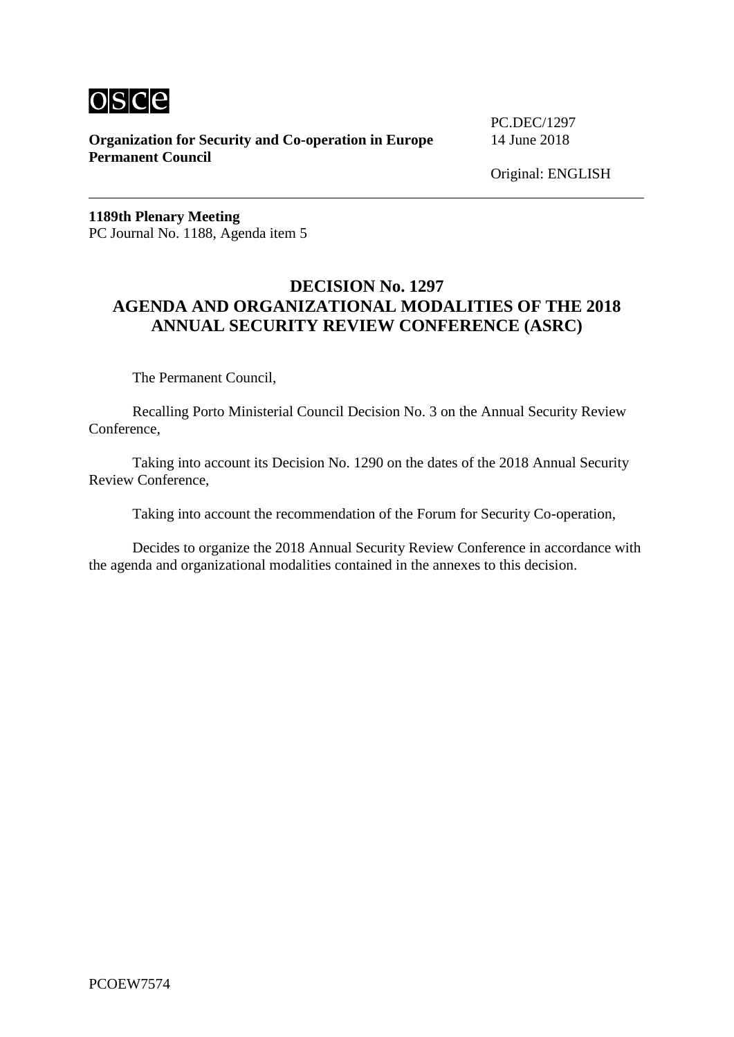**Organization for Security and Co-operation in Europe**
**Permanent Council**

PC.DEC/1297
14 June 2018

Original: ENGLISH

---

**1189th Plenary Meeting**
PC Journal No. 1188, Agenda item 5

# DECISION No. 1297
# AGENDA AND ORGANIZATIONAL MODALITIES OF THE 2018 ANNUAL SECURITY REVIEW CONFERENCE (ASRC)

The Permanent Council,

Recalling Porto Ministerial Council Decision No. 3 on the Annual Security Review Conference,

Taking into account its Decision No. 1290 on the dates of the 2018 Annual Security Review Conference,

Taking into account the recommendation of the Forum for Security Co-operation,

Decides to organize the 2018 Annual Security Review Conference in accordance with the agenda and organizational modalities contained in the annexes to this decision.

PCOEW7574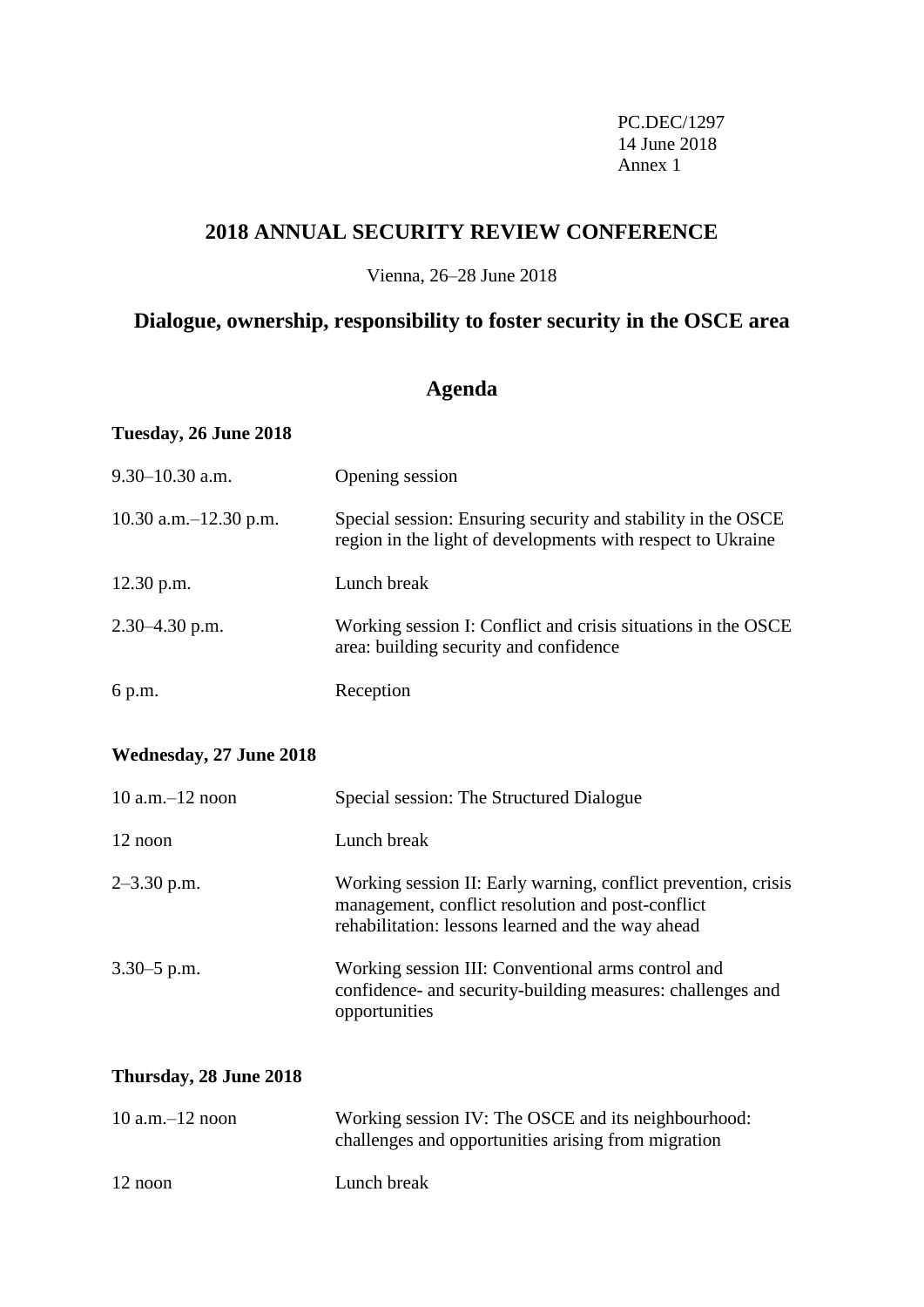PC.DEC/1297
14 June 2018
Annex 1

## 2018 ANNUAL SECURITY REVIEW CONFERENCE

Vienna, 26–28 June 2018

## Dialogue, ownership, responsibility to foster security in the OSCE area

## Agenda

**Tuesday, 26 June 2018**

| | |
|---|---|
| 9.30–10.30 a.m. | Opening session |
| 10.30 a.m.–12.30 p.m. | Special session: Ensuring security and stability in the OSCE region in the light of developments with respect to Ukraine |
| 12.30 p.m. | Lunch break |
| 2.30–4.30 p.m. | Working session I: Conflict and crisis situations in the OSCE area: building security and confidence |
| 6 p.m. | Reception |

**Wednesday, 27 June 2018**

| | |
|---|---|
| 10 a.m.–12 noon | Special session: The Structured Dialogue |
| 12 noon | Lunch break |
| 2–3.30 p.m. | Working session II: Early warning, conflict prevention, crisis management, conflict resolution and post-conflict rehabilitation: lessons learned and the way ahead |
| 3.30–5 p.m. | Working session III: Conventional arms control and confidence- and security-building measures: challenges and opportunities |

**Thursday, 28 June 2018**

| | |
|---|---|
| 10 a.m.–12 noon | Working session IV: The OSCE and its neighbourhood: challenges and opportunities arising from migration |
| 12 noon | Lunch break |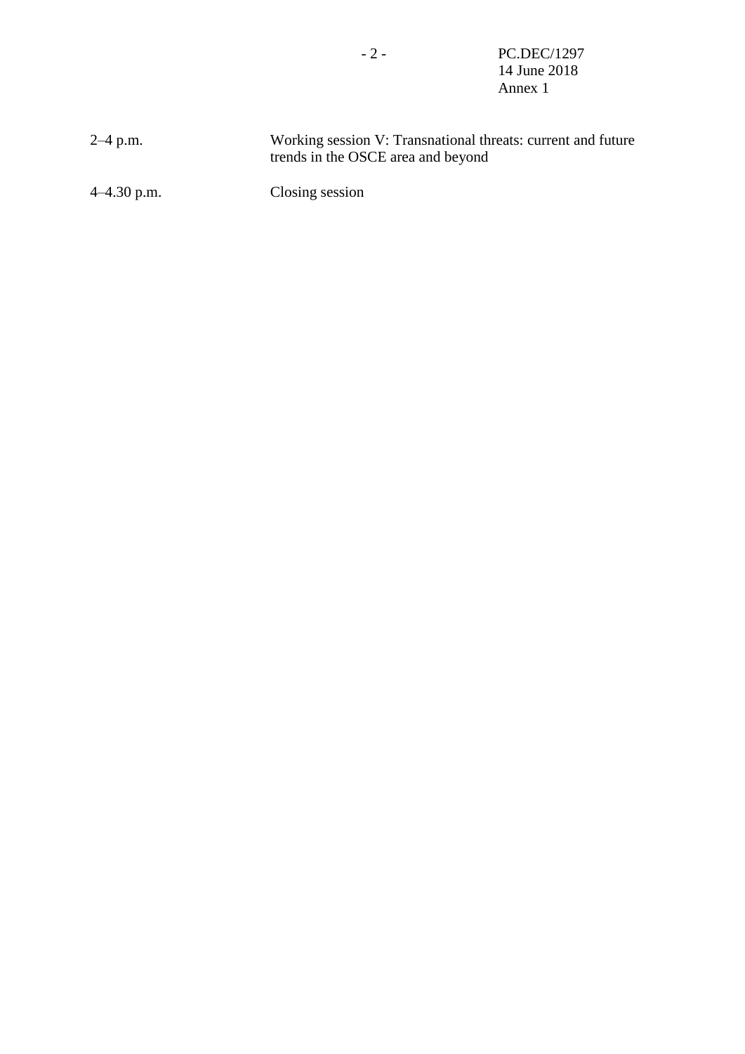| | |
|---|---|
| 2–4 p.m. | Working session V: Transnational threats: current and future trends in the OSCE area and beyond |
| 4–4.30 p.m. | Closing session |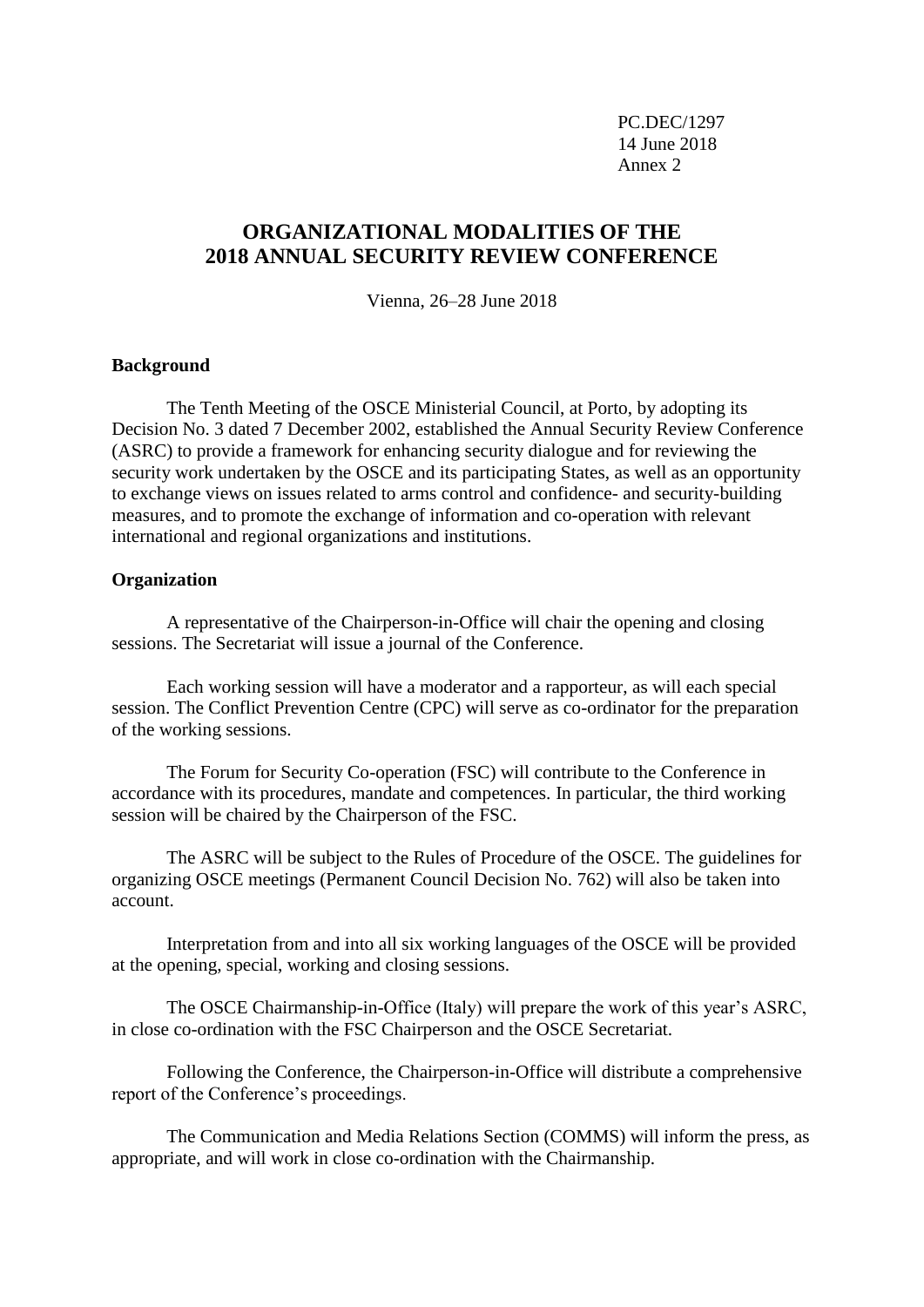PC.DEC/1297
14 June 2018
Annex 2

# ORGANIZATIONAL MODALITIES OF THE 2018 ANNUAL SECURITY REVIEW CONFERENCE

Vienna, 26–28 June 2018

**Background**

The Tenth Meeting of the OSCE Ministerial Council, at Porto, by adopting its Decision No. 3 dated 7 December 2002, established the Annual Security Review Conference (ASRC) to provide a framework for enhancing security dialogue and for reviewing the security work undertaken by the OSCE and its participating States, as well as an opportunity to exchange views on issues related to arms control and confidence- and security-building measures, and to promote the exchange of information and co-operation with relevant international and regional organizations and institutions.

**Organization**

A representative of the Chairperson-in-Office will chair the opening and closing sessions. The Secretariat will issue a journal of the Conference.

Each working session will have a moderator and a rapporteur, as will each special session. The Conflict Prevention Centre (CPC) will serve as co-ordinator for the preparation of the working sessions.

The Forum for Security Co-operation (FSC) will contribute to the Conference in accordance with its procedures, mandate and competences. In particular, the third working session will be chaired by the Chairperson of the FSC.

The ASRC will be subject to the Rules of Procedure of the OSCE. The guidelines for organizing OSCE meetings (Permanent Council Decision No. 762) will also be taken into account.

Interpretation from and into all six working languages of the OSCE will be provided at the opening, special, working and closing sessions.

The OSCE Chairmanship-in-Office (Italy) will prepare the work of this year's ASRC, in close co-ordination with the FSC Chairperson and the OSCE Secretariat.

Following the Conference, the Chairperson-in-Office will distribute a comprehensive report of the Conference's proceedings.

The Communication and Media Relations Section (COMMS) will inform the press, as appropriate, and will work in close co-ordination with the Chairmanship.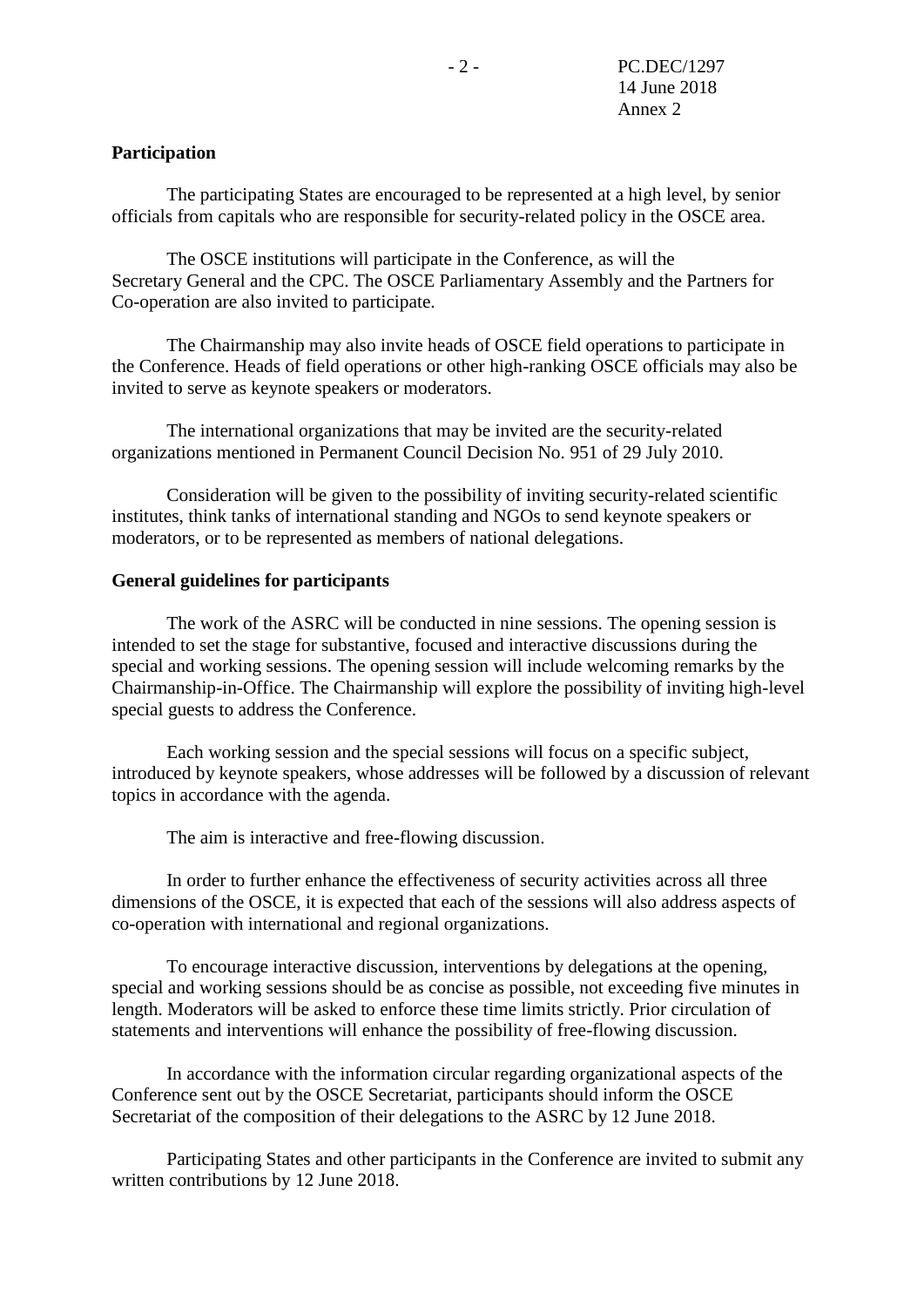**Participation**

The participating States are encouraged to be represented at a high level, by senior officials from capitals who are responsible for security-related policy in the OSCE area.

The OSCE institutions will participate in the Conference, as will the Secretary General and the CPC. The OSCE Parliamentary Assembly and the Partners for Co-operation are also invited to participate.

The Chairmanship may also invite heads of OSCE field operations to participate in the Conference. Heads of field operations or other high-ranking OSCE officials may also be invited to serve as keynote speakers or moderators.

The international organizations that may be invited are the security-related organizations mentioned in Permanent Council Decision No. 951 of 29 July 2010.

Consideration will be given to the possibility of inviting security-related scientific institutes, think tanks of international standing and NGOs to send keynote speakers or moderators, or to be represented as members of national delegations.

**General guidelines for participants**

The work of the ASRC will be conducted in nine sessions. The opening session is intended to set the stage for substantive, focused and interactive discussions during the special and working sessions. The opening session will include welcoming remarks by the Chairmanship-in-Office. The Chairmanship will explore the possibility of inviting high-level special guests to address the Conference.

Each working session and the special sessions will focus on a specific subject, introduced by keynote speakers, whose addresses will be followed by a discussion of relevant topics in accordance with the agenda.

The aim is interactive and free-flowing discussion.

In order to further enhance the effectiveness of security activities across all three dimensions of the OSCE, it is expected that each of the sessions will also address aspects of co-operation with international and regional organizations.

To encourage interactive discussion, interventions by delegations at the opening, special and working sessions should be as concise as possible, not exceeding five minutes in length. Moderators will be asked to enforce these time limits strictly. Prior circulation of statements and interventions will enhance the possibility of free-flowing discussion.

In accordance with the information circular regarding organizational aspects of the Conference sent out by the OSCE Secretariat, participants should inform the OSCE Secretariat of the composition of their delegations to the ASRC by 12 June 2018.

Participating States and other participants in the Conference are invited to submit any written contributions by 12 June 2018.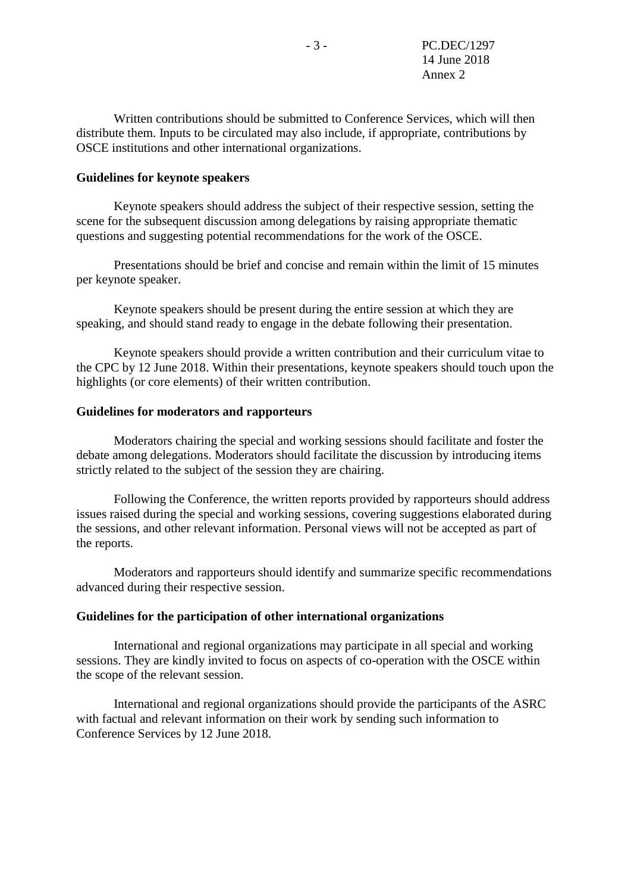Written contributions should be submitted to Conference Services, which will then distribute them. Inputs to be circulated may also include, if appropriate, contributions by OSCE institutions and other international organizations.

**Guidelines for keynote speakers**

Keynote speakers should address the subject of their respective session, setting the scene for the subsequent discussion among delegations by raising appropriate thematic questions and suggesting potential recommendations for the work of the OSCE.

Presentations should be brief and concise and remain within the limit of 15 minutes per keynote speaker.

Keynote speakers should be present during the entire session at which they are speaking, and should stand ready to engage in the debate following their presentation.

Keynote speakers should provide a written contribution and their curriculum vitae to the CPC by 12 June 2018. Within their presentations, keynote speakers should touch upon the highlights (or core elements) of their written contribution.

**Guidelines for moderators and rapporteurs**

Moderators chairing the special and working sessions should facilitate and foster the debate among delegations. Moderators should facilitate the discussion by introducing items strictly related to the subject of the session they are chairing.

Following the Conference, the written reports provided by rapporteurs should address issues raised during the special and working sessions, covering suggestions elaborated during the sessions, and other relevant information. Personal views will not be accepted as part of the reports.

Moderators and rapporteurs should identify and summarize specific recommendations advanced during their respective session.

**Guidelines for the participation of other international organizations**

International and regional organizations may participate in all special and working sessions. They are kindly invited to focus on aspects of co-operation with the OSCE within the scope of the relevant session.

International and regional organizations should provide the participants of the ASRC with factual and relevant information on their work by sending such information to Conference Services by 12 June 2018.